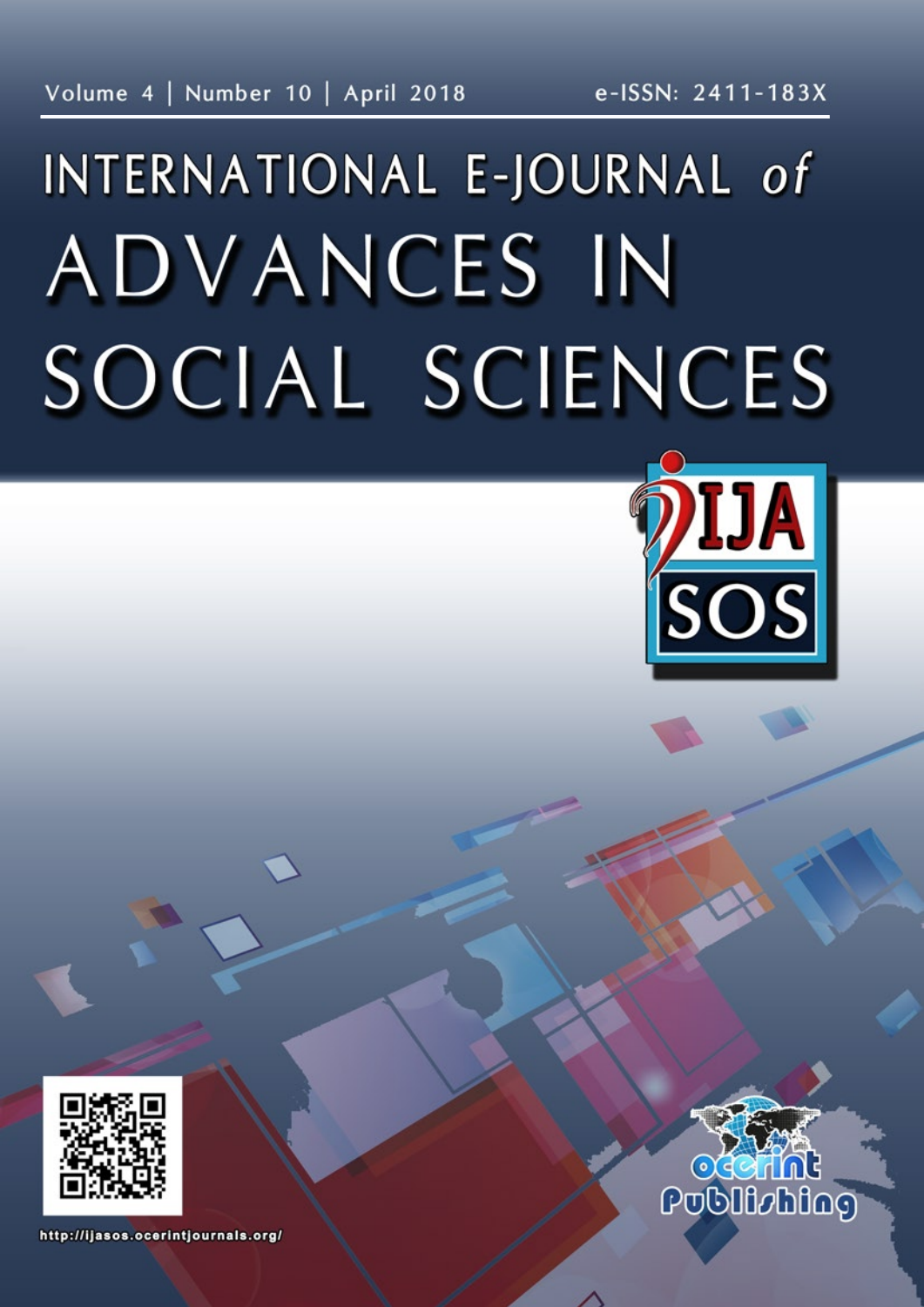Volume 4 | Number 10 | April 2018

e-ISSN: 2411-183X

# INTERNATIONAL E-JOURNAL *of* ADVANCES IN SOCIAL SCIENCES

IJASOS

ocerint Publishing

http://ijasos.ocerintjournals.org/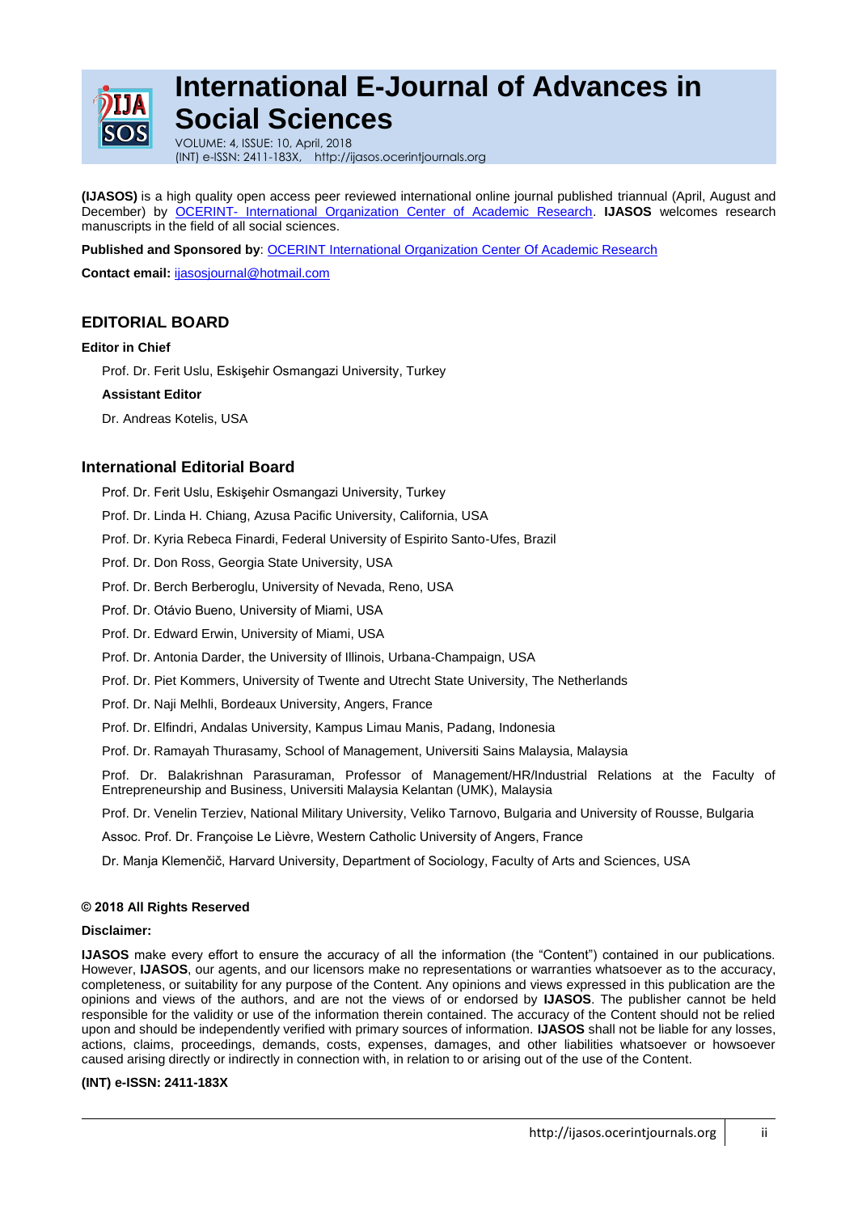# International E-Journal of Advances in Social Sciences

VOLUME: 4, ISSUE: 10, April, 2018
(INT) e-ISSN: 2411-183X, http://ijasos.ocerintjournals.org

**(IJASOS)** is a high quality open access peer reviewed international online journal published triannual (April, August and December) by OCERINT- International Organization Center of Academic Research. **IJASOS** welcomes research manuscripts in the field of all social sciences.

**Published and Sponsored by**: OCERINT International Organization Center Of Academic Research

**Contact email:** ijasosjournal@hotmail.com

## EDITORIAL BOARD

**Editor in Chief**

Prof. Dr. Ferit Uslu, Eskişehir Osmangazi University, Turkey

**Assistant Editor**

Dr. Andreas Kotelis, USA

## International Editorial Board

Prof. Dr. Ferit Uslu, Eskişehir Osmangazi University, Turkey

Prof. Dr. Linda H. Chiang, Azusa Pacific University, California, USA

Prof. Dr. Kyria Rebeca Finardi, Federal University of Espirito Santo-Ufes, Brazil

Prof. Dr. Don Ross, Georgia State University, USA

Prof. Dr. Berch Berberoglu, University of Nevada, Reno, USA

Prof. Dr. Otávio Bueno, University of Miami, USA

Prof. Dr. Edward Erwin, University of Miami, USA

Prof. Dr. Antonia Darder, the University of Illinois, Urbana-Champaign, USA

Prof. Dr. Piet Kommers, University of Twente and Utrecht State University, The Netherlands

Prof. Dr. Naji Melhli, Bordeaux University, Angers, France

Prof. Dr. Elfindri, Andalas University, Kampus Limau Manis, Padang, Indonesia

Prof. Dr. Ramayah Thurasamy, School of Management, Universiti Sains Malaysia, Malaysia

Prof. Dr. Balakrishnan Parasuraman, Professor of Management/HR/Industrial Relations at the Faculty of Entrepreneurship and Business, Universiti Malaysia Kelantan (UMK), Malaysia

Prof. Dr. Venelin Terziev, National Military University, Veliko Tarnovo, Bulgaria and University of Rousse, Bulgaria

Assoc. Prof. Dr. Françoise Le Lièvre, Western Catholic University of Angers, France

Dr. Manja Klemenčič, Harvard University, Department of Sociology, Faculty of Arts and Sciences, USA

**© 2018 All Rights Reserved**

**Disclaimer:**

**IJASOS** make every effort to ensure the accuracy of all the information (the "Content") contained in our publications. However, **IJASOS**, our agents, and our licensors make no representations or warranties whatsoever as to the accuracy, completeness, or suitability for any purpose of the Content. Any opinions and views expressed in this publication are the opinions and views of the authors, and are not the views of or endorsed by **IJASOS**. The publisher cannot be held responsible for the validity or use of the information therein contained. The accuracy of the Content should not be relied upon and should be independently verified with primary sources of information. **IJASOS** shall not be liable for any losses, actions, claims, proceedings, demands, costs, expenses, damages, and other liabilities whatsoever or howsoever caused arising directly or indirectly in connection with, in relation to or arising out of the use of the Content.

**(INT) e-ISSN: 2411-183X**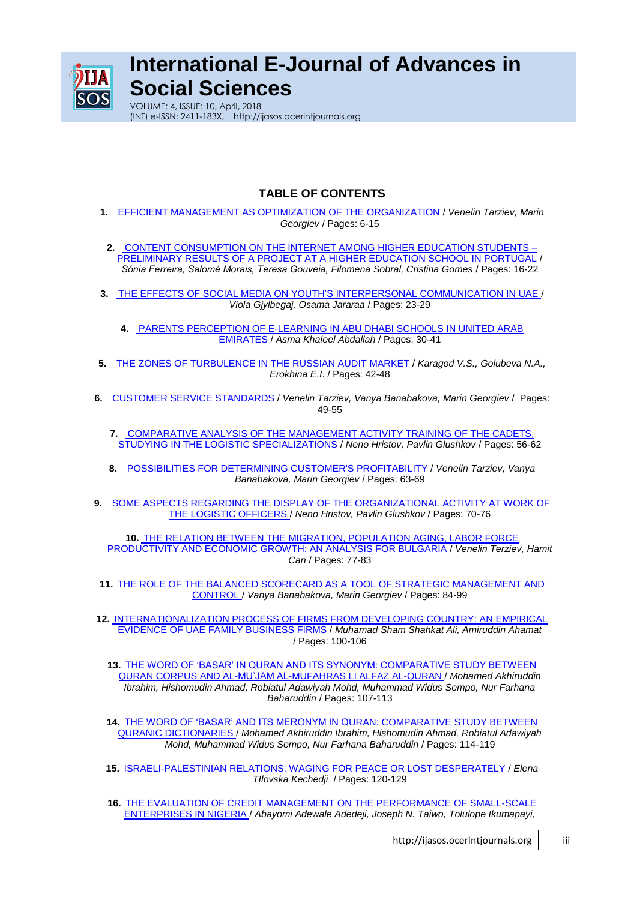# International E-Journal of Advances in Social Sciences

VOLUME: 4, ISSUE: 10, April, 2018
(INT) e-ISSN: 2411-183X, http://ijasos.ocerintjournals.org

## TABLE OF CONTENTS

1. EFFICIENT MANAGEMENT AS OPTIMIZATION OF THE ORGANIZATION / *Venelin Tarziev, Marin Georgiev* / Pages: 6-15

2. CONTENT CONSUMPTION ON THE INTERNET AMONG HIGHER EDUCATION STUDENTS – PRELIMINARY RESULTS OF A PROJECT AT A HIGHER EDUCATION SCHOOL IN PORTUGAL / *Sónia Ferreira, Salomé Morais, Teresa Gouveia, Filomena Sobral, Cristina Gomes* / Pages: 16-22

3. THE EFFECTS OF SOCIAL MEDIA ON YOUTH'S INTERPERSONAL COMMUNICATION IN UAE / *Viola Gjylbegaj, Osama Jararaa* / Pages: 23-29

4. PARENTS PERCEPTION OF E-LEARNING IN ABU DHABI SCHOOLS IN UNITED ARAB EMIRATES / *Asma Khaleel Abdallah* / Pages: 30-41

5. THE ZONES OF TURBULENCE IN THE RUSSIAN AUDIT MARKET / *Karagod V.S., Golubeva N.A., Erokhina E.I.* / Pages: 42-48

6. CUSTOMER SERVICE STANDARDS / *Venelin Tarziev, Vanya Banabakova, Marin Georgiev* / Pages: 49-55

7. COMPARATIVE ANALYSIS OF THE MANAGEMENT ACTIVITY TRAINING OF THE CADETS, STUDYING IN THE LOGISTIC SPECIALIZATIONS / *Neno Hristov, Pavlin Glushkov* / Pages: 56-62

8. POSSIBILITIES FOR DETERMINING CUSTOMER'S PROFITABILITY / *Venelin Tarziev, Vanya Banabakova, Marin Georgiev* / Pages: 63-69

9. SOME ASPECTS REGARDING THE DISPLAY OF THE ORGANIZATIONAL ACTIVITY AT WORK OF THE LOGISTIC OFFICERS / *Neno Hristov, Pavlin Glushkov* / Pages: 70-76

10. THE RELATION BETWEEN THE MIGRATION, POPULATION AGING, LABOR FORCE PRODUCTIVITY AND ECONOMIC GROWTH: AN ANALYSIS FOR BULGARIA / *Venelin Terziev, Hamit Can* / Pages: 77-83

11. THE ROLE OF THE BALANCED SCORECARD AS A TOOL OF STRATEGIC MANAGEMENT AND CONTROL / *Vanya Banabakova, Marin Georgiev* / Pages: 84-99

12. INTERNATIONALIZATION PROCESS OF FIRMS FROM DEVELOPING COUNTRY: AN EMPIRICAL EVIDENCE OF UAE FAMILY BUSINESS FIRMS / *Muhamad Sham Shahkat Ali, Amiruddin Ahamat* / Pages: 100-106

13. THE WORD OF 'BASAR' IN QURAN AND ITS SYNONYM: COMPARATIVE STUDY BETWEEN QURAN CORPUS AND AL-MU'JAM AL-MUFAHRAS LI ALFAZ AL-QURAN / *Mohamed Akhiruddin Ibrahim, Hishomudin Ahmad, Robiatul Adawiyah Mohd, Muhammad Widus Sempo, Nur Farhana Baharuddin* / Pages: 107-113

14. THE WORD OF 'BASAR' AND ITS MERONYM IN QURAN: COMPARATIVE STUDY BETWEEN QURANIC DICTIONARIES / *Mohamed Akhiruddin Ibrahim, Hishomudin Ahmad, Robiatul Adawiyah Mohd, Muhammad Widus Sempo, Nur Farhana Baharuddin* / Pages: 114-119

15. ISRAELI-PALESTINIAN RELATIONS: WAGING FOR PEACE OR LOST DESPERATELY / *Elena Tllovska Kechedji* / Pages: 120-129

16. THE EVALUATION OF CREDIT MANAGEMENT ON THE PERFORMANCE OF SMALL-SCALE ENTERPRISES IN NIGERIA / *Abayomi Adewale Adedeji, Joseph N. Taiwo, Tolulope Ikumapayi,*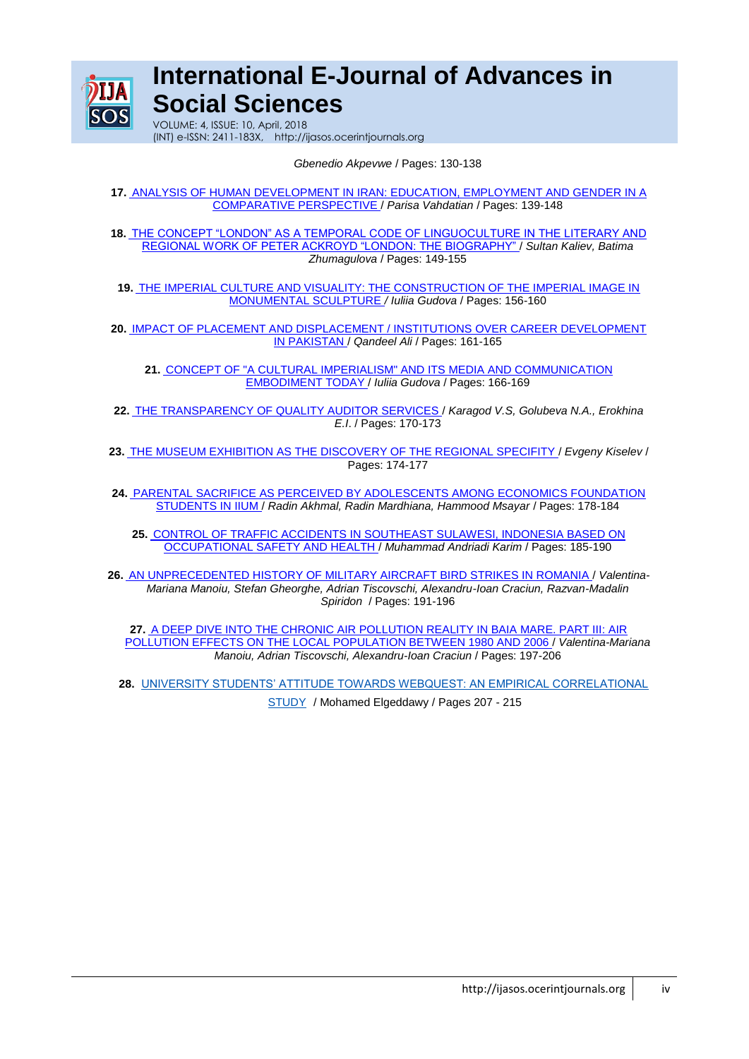*Gbenedio Akpevwe* / Pages: 130-138

**17.** ANALYSIS OF HUMAN DEVELOPMENT IN IRAN: EDUCATION, EMPLOYMENT AND GENDER IN A COMPARATIVE PERSPECTIVE / *Parisa Vahdatian* / Pages: 139-148

**18.** THE CONCEPT "LONDON" AS A TEMPORAL CODE OF LINGUOCULTURE IN THE LITERARY AND REGIONAL WORK OF PETER ACKROYD "LONDON: THE BIOGRAPHY" / *Sultan Kaliev, Batima Zhumagulova* / Pages: 149-155

**19.** THE IMPERIAL CULTURE AND VISUALITY: THE CONSTRUCTION OF THE IMPERIAL IMAGE IN MONUMENTAL SCULPTURE / *Iuliia Gudova* / Pages: 156-160

**20.** IMPACT OF PLACEMENT AND DISPLACEMENT / INSTITUTIONS OVER CAREER DEVELOPMENT IN PAKISTAN / *Qandeel Ali* / Pages: 161-165

**21.** CONCEPT OF "A CULTURAL IMPERIALISM" AND ITS MEDIA AND COMMUNICATION EMBODIMENT TODAY / *Iuliia Gudova* / Pages: 166-169

**22.** THE TRANSPARENCY OF QUALITY AUDITOR SERVICES / *Karagod V.S, Golubeva N.A., Erokhina E.I.* / Pages: 170-173

**23.** THE MUSEUM EXHIBITION AS THE DISCOVERY OF THE REGIONAL SPECIFITY / *Evgeny Kiselev* / Pages: 174-177

**24.** PARENTAL SACRIFICE AS PERCEIVED BY ADOLESCENTS AMONG ECONOMICS FOUNDATION STUDENTS IN IIUM / *Radin Akhmal, Radin Mardhiana, Hammood Msayar* / Pages: 178-184

**25.** CONTROL OF TRAFFIC ACCIDENTS IN SOUTHEAST SULAWESI, INDONESIA BASED ON OCCUPATIONAL SAFETY AND HEALTH / *Muhammad Andriadi Karim* / Pages: 185-190

**26.** AN UNPRECEDENTED HISTORY OF MILITARY AIRCRAFT BIRD STRIKES IN ROMANIA / *Valentina-Mariana Manoiu, Stefan Gheorghe, Adrian Tiscovschi, Alexandru-Ioan Craciun, Razvan-Madalin Spiridon* / Pages: 191-196

**27.** A DEEP DIVE INTO THE CHRONIC AIR POLLUTION REALITY IN BAIA MARE. PART III: AIR POLLUTION EFFECTS ON THE LOCAL POPULATION BETWEEN 1980 AND 2006 / *Valentina-Mariana Manoiu, Adrian Tiscovschi, Alexandru-Ioan Craciun* / Pages: 197-206

**28.** UNIVERSITY STUDENTS' ATTITUDE TOWARDS WEBQUEST: AN EMPIRICAL CORRELATIONAL STUDY / Mohamed Elgeddawy / Pages 207 - 215